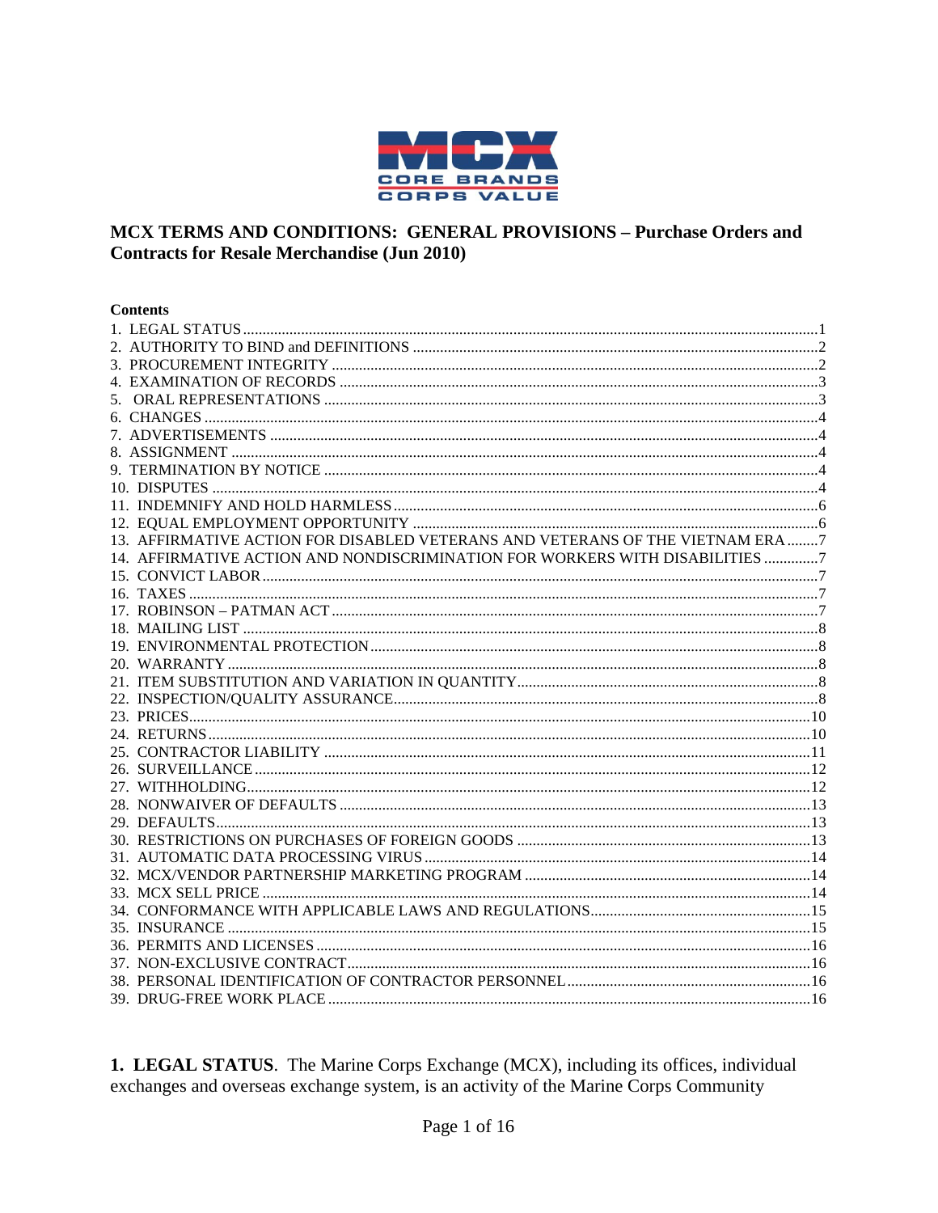# MCX TERMS AND CONDITIONS: GENERAL PROVISIONS – Purchase Orders and Contracts for Resale Merchandise (Jun 2010)

**Contents**

1. LEGAL STATUS ....... 1
2. AUTHORITY TO BIND and DEFINITIONS ....... 2
3. PROCUREMENT INTEGRITY ....... 2
4. EXAMINATION OF RECORDS ....... 3
5. ORAL REPRESENTATIONS ....... 3
6. CHANGES ....... 4
7. ADVERTISEMENTS ....... 4
8. ASSIGNMENT ....... 4
9. TERMINATION BY NOTICE ....... 4
10. DISPUTES ....... 4
11. INDEMNIFY AND HOLD HARMLESS ....... 6
12. EQUAL EMPLOYMENT OPPORTUNITY ....... 6
13. AFFIRMATIVE ACTION FOR DISABLED VETERANS AND VETERANS OF THE VIETNAM ERA ....... 7
14. AFFIRMATIVE ACTION AND NONDISCRIMINATION FOR WORKERS WITH DISABILITIES ....... 7
15. CONVICT LABOR ....... 7
16. TAXES ....... 7
17. ROBINSON – PATMAN ACT ....... 7
18. MAILING LIST ....... 8
19. ENVIRONMENTAL PROTECTION ....... 8
20. WARRANTY ....... 8
21. ITEM SUBSTITUTION AND VARIATION IN QUANTITY ....... 8
22. INSPECTION/QUALITY ASSURANCE ....... 8
23. PRICES ....... 10
24. RETURNS ....... 10
25. CONTRACTOR LIABILITY ....... 11
26. SURVEILLANCE ....... 12
27. WITHHOLDING ....... 12
28. NONWAIVER OF DEFAULTS ....... 13
29. DEFAULTS ....... 13
30. RESTRICTIONS ON PURCHASES OF FOREIGN GOODS ....... 13
31. AUTOMATIC DATA PROCESSING VIRUS ....... 14
32. MCX/VENDOR PARTNERSHIP MARKETING PROGRAM ....... 14
33. MCX SELL PRICE ....... 14
34. CONFORMANCE WITH APPLICABLE LAWS AND REGULATIONS ....... 15
35. INSURANCE ....... 15
36. PERMITS AND LICENSES ....... 16
37. NON-EXCLUSIVE CONTRACT ....... 16
38. PERSONAL IDENTIFICATION OF CONTRACTOR PERSONNEL ....... 16
39. DRUG-FREE WORK PLACE ....... 16

**1. LEGAL STATUS**. The Marine Corps Exchange (MCX), including its offices, individual exchanges and overseas exchange system, is an activity of the Marine Corps Community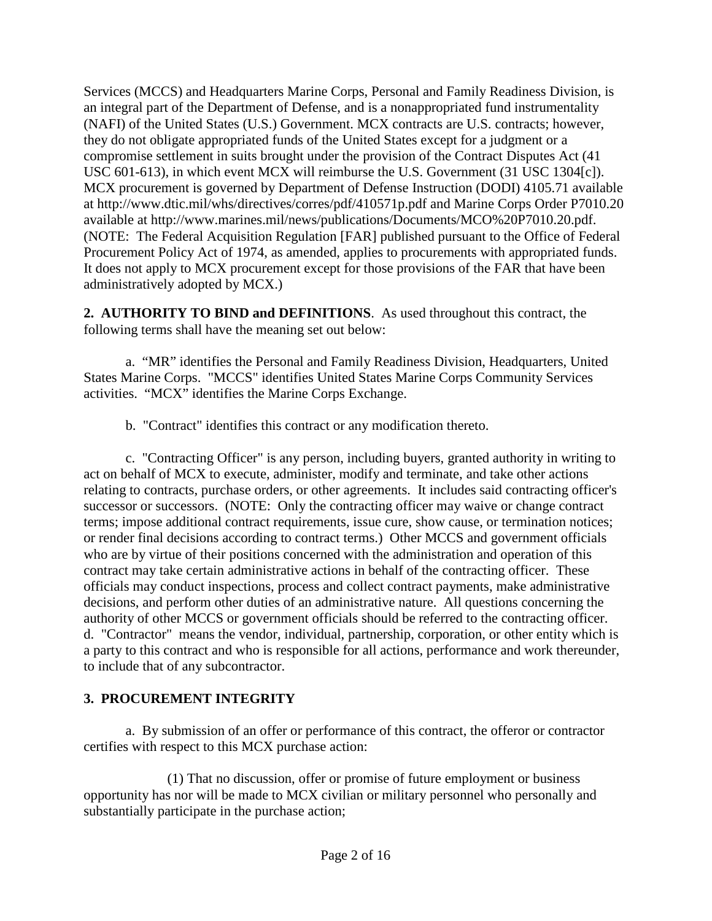Services (MCCS) and Headquarters Marine Corps, Personal and Family Readiness Division, is an integral part of the Department of Defense, and is a nonappropriated fund instrumentality (NAFI) of the United States (U.S.) Government. MCX contracts are U.S. contracts; however, they do not obligate appropriated funds of the United States except for a judgment or a compromise settlement in suits brought under the provision of the Contract Disputes Act (41 USC 601-613), in which event MCX will reimburse the U.S. Government (31 USC 1304[c]). MCX procurement is governed by Department of Defense Instruction (DODI) 4105.71 available at http://www.dtic.mil/whs/directives/corres/pdf/410571p.pdf and Marine Corps Order P7010.20 available at http://www.marines.mil/news/publications/Documents/MCO%20P7010.20.pdf. (NOTE: The Federal Acquisition Regulation [FAR] published pursuant to the Office of Federal Procurement Policy Act of 1974, as amended, applies to procurements with appropriated funds. It does not apply to MCX procurement except for those provisions of the FAR that have been administratively adopted by MCX.)

**2. AUTHORITY TO BIND and DEFINITIONS**. As used throughout this contract, the following terms shall have the meaning set out below:

a. "MR" identifies the Personal and Family Readiness Division, Headquarters, United States Marine Corps. "MCCS" identifies United States Marine Corps Community Services activities. "MCX" identifies the Marine Corps Exchange.

b. "Contract" identifies this contract or any modification thereto.

c. "Contracting Officer" is any person, including buyers, granted authority in writing to act on behalf of MCX to execute, administer, modify and terminate, and take other actions relating to contracts, purchase orders, or other agreements. It includes said contracting officer's successor or successors. (NOTE: Only the contracting officer may waive or change contract terms; impose additional contract requirements, issue cure, show cause, or termination notices; or render final decisions according to contract terms.) Other MCCS and government officials who are by virtue of their positions concerned with the administration and operation of this contract may take certain administrative actions in behalf of the contracting officer. These officials may conduct inspections, process and collect contract payments, make administrative decisions, and perform other duties of an administrative nature. All questions concerning the authority of other MCCS or government officials should be referred to the contracting officer.

d. "Contractor" means the vendor, individual, partnership, corporation, or other entity which is a party to this contract and who is responsible for all actions, performance and work thereunder, to include that of any subcontractor.

**3. PROCUREMENT INTEGRITY**

a. By submission of an offer or performance of this contract, the offeror or contractor certifies with respect to this MCX purchase action:

(1) That no discussion, offer or promise of future employment or business opportunity has nor will be made to MCX civilian or military personnel who personally and substantially participate in the purchase action;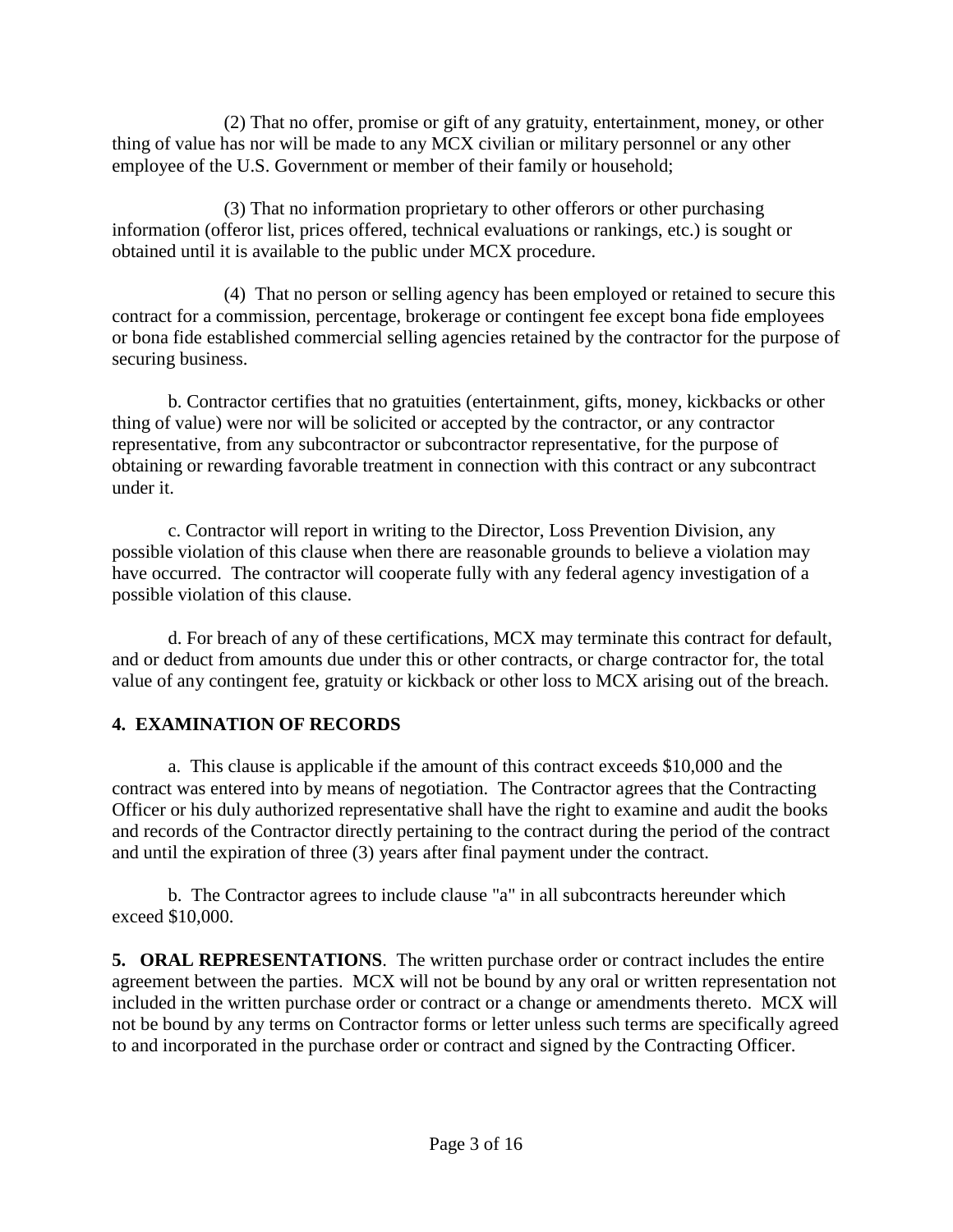(2) That no offer, promise or gift of any gratuity, entertainment, money, or other thing of value has nor will be made to any MCX civilian or military personnel or any other employee of the U.S. Government or member of their family or household;

(3) That no information proprietary to other offerors or other purchasing information (offeror list, prices offered, technical evaluations or rankings, etc.) is sought or obtained until it is available to the public under MCX procedure.

(4) That no person or selling agency has been employed or retained to secure this contract for a commission, percentage, brokerage or contingent fee except bona fide employees or bona fide established commercial selling agencies retained by the contractor for the purpose of securing business.

b. Contractor certifies that no gratuities (entertainment, gifts, money, kickbacks or other thing of value) were nor will be solicited or accepted by the contractor, or any contractor representative, from any subcontractor or subcontractor representative, for the purpose of obtaining or rewarding favorable treatment in connection with this contract or any subcontract under it.

c. Contractor will report in writing to the Director, Loss Prevention Division, any possible violation of this clause when there are reasonable grounds to believe a violation may have occurred. The contractor will cooperate fully with any federal agency investigation of a possible violation of this clause.

d. For breach of any of these certifications, MCX may terminate this contract for default, and or deduct from amounts due under this or other contracts, or charge contractor for, the total value of any contingent fee, gratuity or kickback or other loss to MCX arising out of the breach.

## 4. EXAMINATION OF RECORDS

a. This clause is applicable if the amount of this contract exceeds $10,000 and the contract was entered into by means of negotiation. The Contractor agrees that the Contracting Officer or his duly authorized representative shall have the right to examine and audit the books and records of the Contractor directly pertaining to the contract during the period of the contract and until the expiration of three (3) years after final payment under the contract.

b. The Contractor agrees to include clause "a" in all subcontracts hereunder which exceed $10,000.

**5. ORAL REPRESENTATIONS**. The written purchase order or contract includes the entire agreement between the parties. MCX will not be bound by any oral or written representation not included in the written purchase order or contract or a change or amendments thereto. MCX will not be bound by any terms on Contractor forms or letter unless such terms are specifically agreed to and incorporated in the purchase order or contract and signed by the Contracting Officer.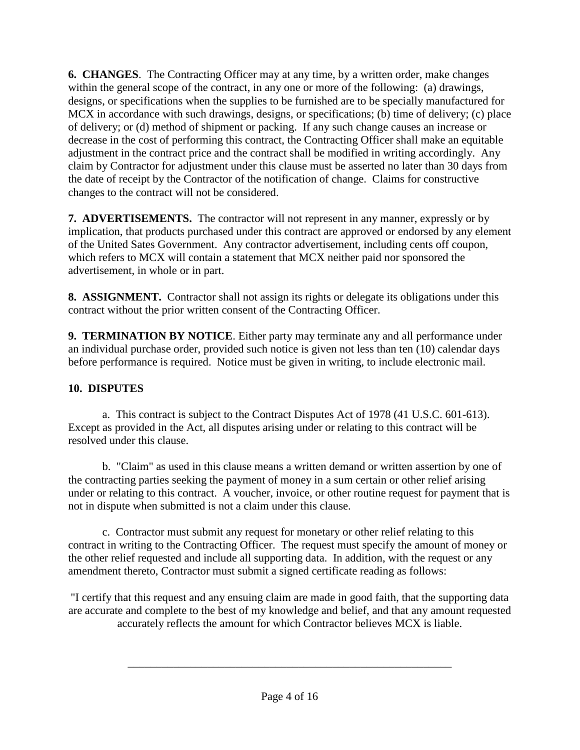**6. CHANGES**. The Contracting Officer may at any time, by a written order, make changes within the general scope of the contract, in any one or more of the following: (a) drawings, designs, or specifications when the supplies to be furnished are to be specially manufactured for MCX in accordance with such drawings, designs, or specifications; (b) time of delivery; (c) place of delivery; or (d) method of shipment or packing. If any such change causes an increase or decrease in the cost of performing this contract, the Contracting Officer shall make an equitable adjustment in the contract price and the contract shall be modified in writing accordingly. Any claim by Contractor for adjustment under this clause must be asserted no later than 30 days from the date of receipt by the Contractor of the notification of change. Claims for constructive changes to the contract will not be considered.

**7. ADVERTISEMENTS.** The contractor will not represent in any manner, expressly or by implication, that products purchased under this contract are approved or endorsed by any element of the United Sates Government. Any contractor advertisement, including cents off coupon, which refers to MCX will contain a statement that MCX neither paid nor sponsored the advertisement, in whole or in part.

**8. ASSIGNMENT.** Contractor shall not assign its rights or delegate its obligations under this contract without the prior written consent of the Contracting Officer.

**9. TERMINATION BY NOTICE**. Either party may terminate any and all performance under an individual purchase order, provided such notice is given not less than ten (10) calendar days before performance is required. Notice must be given in writing, to include electronic mail.

**10. DISPUTES**

a. This contract is subject to the Contract Disputes Act of 1978 (41 U.S.C. 601-613). Except as provided in the Act, all disputes arising under or relating to this contract will be resolved under this clause.

b. "Claim" as used in this clause means a written demand or written assertion by one of the contracting parties seeking the payment of money in a sum certain or other relief arising under or relating to this contract. A voucher, invoice, or other routine request for payment that is not in dispute when submitted is not a claim under this clause.

c. Contractor must submit any request for monetary or other relief relating to this contract in writing to the Contracting Officer. The request must specify the amount of money or the other relief requested and include all supporting data. In addition, with the request or any amendment thereto, Contractor must submit a signed certificate reading as follows:

"I certify that this request and any ensuing claim are made in good faith, that the supporting data are accurate and complete to the best of my knowledge and belief, and that any amount requested accurately reflects the amount for which Contractor believes MCX is liable.

\_\_\_\_\_\_\_\_\_\_\_\_\_\_\_\_\_\_\_\_\_\_\_\_\_\_\_\_\_\_\_\_\_\_\_\_\_\_\_\_\_\_\_\_\_\_\_\_\_\_\_\_\_\_\_\_\_\_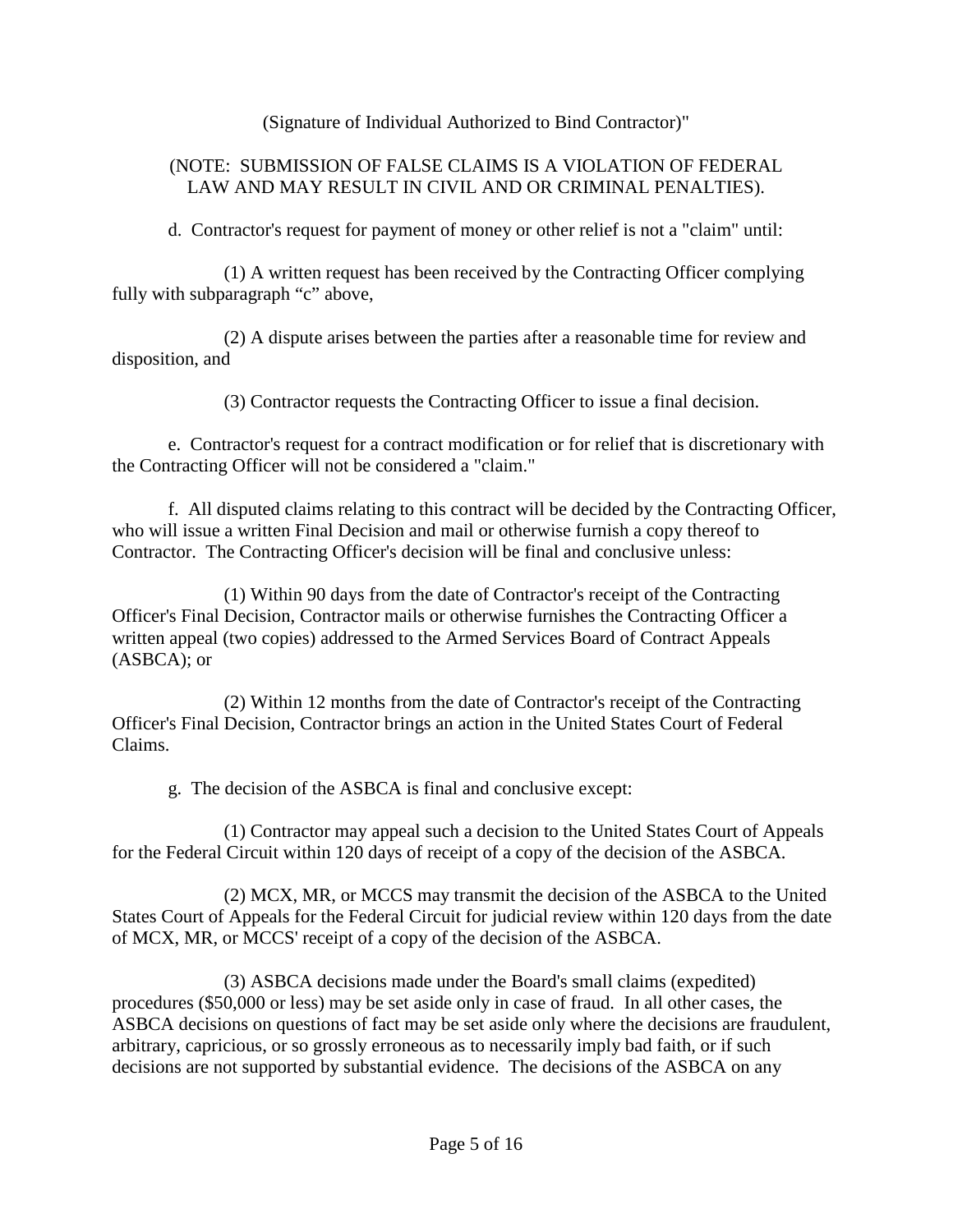(Signature of Individual Authorized to Bind Contractor)"

(NOTE: SUBMISSION OF FALSE CLAIMS IS A VIOLATION OF FEDERAL LAW AND MAY RESULT IN CIVIL AND OR CRIMINAL PENALTIES).

d. Contractor's request for payment of money or other relief is not a "claim" until:

(1) A written request has been received by the Contracting Officer complying fully with subparagraph "c" above,

(2) A dispute arises between the parties after a reasonable time for review and disposition, and

(3) Contractor requests the Contracting Officer to issue a final decision.

e. Contractor's request for a contract modification or for relief that is discretionary with the Contracting Officer will not be considered a "claim."

f. All disputed claims relating to this contract will be decided by the Contracting Officer, who will issue a written Final Decision and mail or otherwise furnish a copy thereof to Contractor. The Contracting Officer's decision will be final and conclusive unless:

(1) Within 90 days from the date of Contractor's receipt of the Contracting Officer's Final Decision, Contractor mails or otherwise furnishes the Contracting Officer a written appeal (two copies) addressed to the Armed Services Board of Contract Appeals (ASBCA); or

(2) Within 12 months from the date of Contractor's receipt of the Contracting Officer's Final Decision, Contractor brings an action in the United States Court of Federal Claims.

g. The decision of the ASBCA is final and conclusive except:

(1) Contractor may appeal such a decision to the United States Court of Appeals for the Federal Circuit within 120 days of receipt of a copy of the decision of the ASBCA.

(2) MCX, MR, or MCCS may transmit the decision of the ASBCA to the United States Court of Appeals for the Federal Circuit for judicial review within 120 days from the date of MCX, MR, or MCCS' receipt of a copy of the decision of the ASBCA.

(3) ASBCA decisions made under the Board's small claims (expedited) procedures ($50,000 or less) may be set aside only in case of fraud. In all other cases, the ASBCA decisions on questions of fact may be set aside only where the decisions are fraudulent, arbitrary, capricious, or so grossly erroneous as to necessarily imply bad faith, or if such decisions are not supported by substantial evidence. The decisions of the ASBCA on any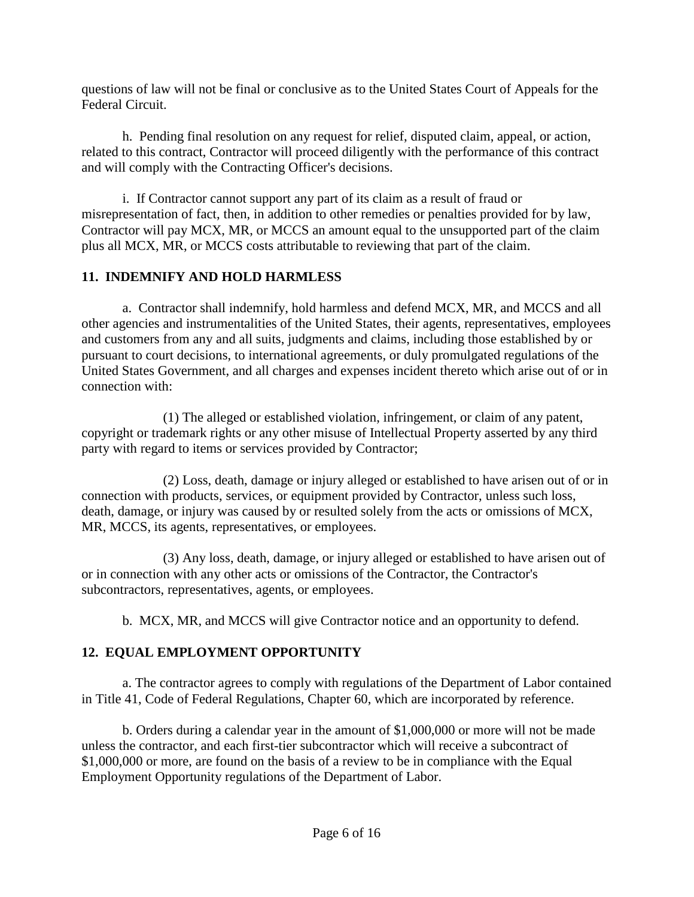questions of law will not be final or conclusive as to the United States Court of Appeals for the Federal Circuit.

h. Pending final resolution on any request for relief, disputed claim, appeal, or action, related to this contract, Contractor will proceed diligently with the performance of this contract and will comply with the Contracting Officer's decisions.

i. If Contractor cannot support any part of its claim as a result of fraud or misrepresentation of fact, then, in addition to other remedies or penalties provided for by law, Contractor will pay MCX, MR, or MCCS an amount equal to the unsupported part of the claim plus all MCX, MR, or MCCS costs attributable to reviewing that part of the claim.

## 11. INDEMNIFY AND HOLD HARMLESS

a. Contractor shall indemnify, hold harmless and defend MCX, MR, and MCCS and all other agencies and instrumentalities of the United States, their agents, representatives, employees and customers from any and all suits, judgments and claims, including those established by or pursuant to court decisions, to international agreements, or duly promulgated regulations of the United States Government, and all charges and expenses incident thereto which arise out of or in connection with:

(1) The alleged or established violation, infringement, or claim of any patent, copyright or trademark rights or any other misuse of Intellectual Property asserted by any third party with regard to items or services provided by Contractor;

(2) Loss, death, damage or injury alleged or established to have arisen out of or in connection with products, services, or equipment provided by Contractor, unless such loss, death, damage, or injury was caused by or resulted solely from the acts or omissions of MCX, MR, MCCS, its agents, representatives, or employees.

(3) Any loss, death, damage, or injury alleged or established to have arisen out of or in connection with any other acts or omissions of the Contractor, the Contractor's subcontractors, representatives, agents, or employees.

b. MCX, MR, and MCCS will give Contractor notice and an opportunity to defend.

## 12. EQUAL EMPLOYMENT OPPORTUNITY

a. The contractor agrees to comply with regulations of the Department of Labor contained in Title 41, Code of Federal Regulations, Chapter 60, which are incorporated by reference.

b. Orders during a calendar year in the amount of $1,000,000 or more will not be made unless the contractor, and each first-tier subcontractor which will receive a subcontract of $1,000,000 or more, are found on the basis of a review to be in compliance with the Equal Employment Opportunity regulations of the Department of Labor.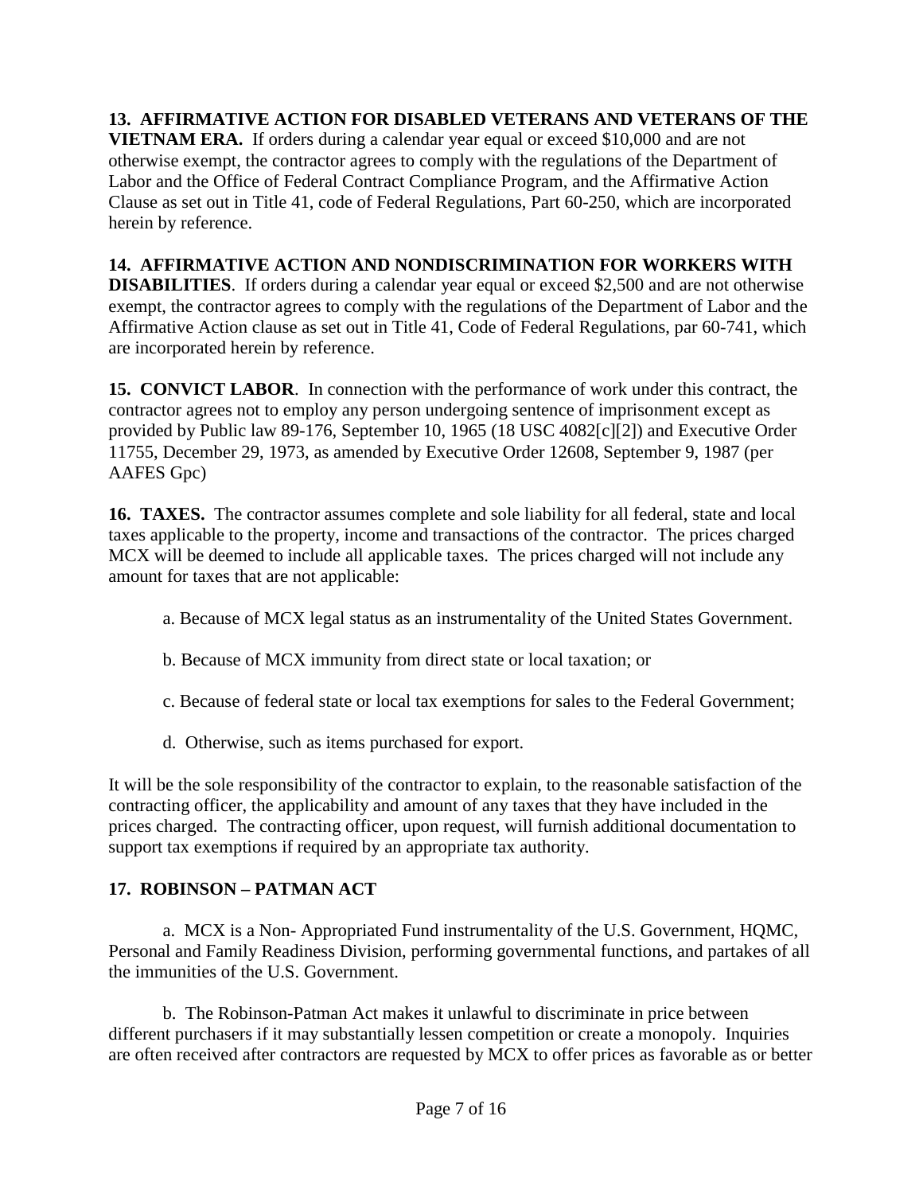**13. AFFIRMATIVE ACTION FOR DISABLED VETERANS AND VETERANS OF THE VIETNAM ERA.** If orders during a calendar year equal or exceed $10,000 and are not otherwise exempt, the contractor agrees to comply with the regulations of the Department of Labor and the Office of Federal Contract Compliance Program, and the Affirmative Action Clause as set out in Title 41, code of Federal Regulations, Part 60-250, which are incorporated herein by reference.

**14. AFFIRMATIVE ACTION AND NONDISCRIMINATION FOR WORKERS WITH DISABILITIES**. If orders during a calendar year equal or exceed $2,500 and are not otherwise exempt, the contractor agrees to comply with the regulations of the Department of Labor and the Affirmative Action clause as set out in Title 41, Code of Federal Regulations, par 60-741, which are incorporated herein by reference.

**15. CONVICT LABOR**. In connection with the performance of work under this contract, the contractor agrees not to employ any person undergoing sentence of imprisonment except as provided by Public law 89-176, September 10, 1965 (18 USC 4082[c][2]) and Executive Order 11755, December 29, 1973, as amended by Executive Order 12608, September 9, 1987 (per AAFES Gpc)

**16. TAXES.** The contractor assumes complete and sole liability for all federal, state and local taxes applicable to the property, income and transactions of the contractor. The prices charged MCX will be deemed to include all applicable taxes. The prices charged will not include any amount for taxes that are not applicable:

a. Because of MCX legal status as an instrumentality of the United States Government.

b. Because of MCX immunity from direct state or local taxation; or

c. Because of federal state or local tax exemptions for sales to the Federal Government;

d. Otherwise, such as items purchased for export.

It will be the sole responsibility of the contractor to explain, to the reasonable satisfaction of the contracting officer, the applicability and amount of any taxes that they have included in the prices charged. The contracting officer, upon request, will furnish additional documentation to support tax exemptions if required by an appropriate tax authority.

**17. ROBINSON – PATMAN ACT**

a. MCX is a Non- Appropriated Fund instrumentality of the U.S. Government, HQMC, Personal and Family Readiness Division, performing governmental functions, and partakes of all the immunities of the U.S. Government.

b. The Robinson-Patman Act makes it unlawful to discriminate in price between different purchasers if it may substantially lessen competition or create a monopoly. Inquiries are often received after contractors are requested by MCX to offer prices as favorable as or better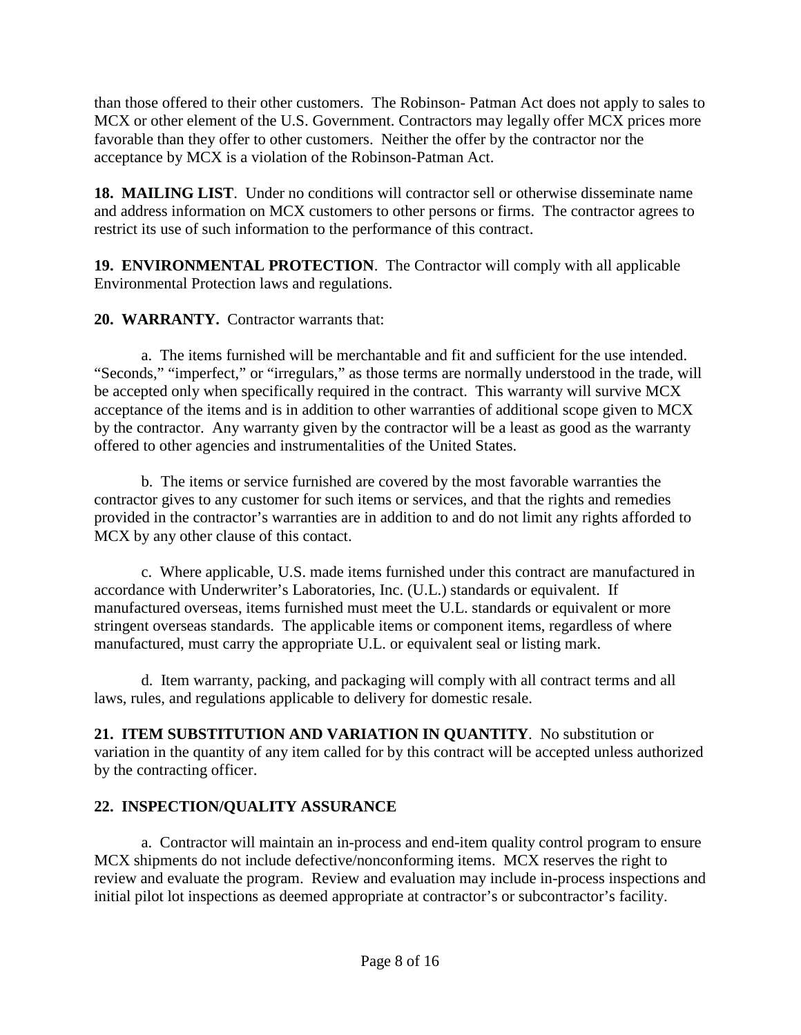than those offered to their other customers. The Robinson- Patman Act does not apply to sales to MCX or other element of the U.S. Government. Contractors may legally offer MCX prices more favorable than they offer to other customers. Neither the offer by the contractor nor the acceptance by MCX is a violation of the Robinson-Patman Act.

**18. MAILING LIST**. Under no conditions will contractor sell or otherwise disseminate name and address information on MCX customers to other persons or firms. The contractor agrees to restrict its use of such information to the performance of this contract.

**19. ENVIRONMENTAL PROTECTION**. The Contractor will comply with all applicable Environmental Protection laws and regulations.

**20. WARRANTY.** Contractor warrants that:

a. The items furnished will be merchantable and fit and sufficient for the use intended. "Seconds," "imperfect," or "irregulars," as those terms are normally understood in the trade, will be accepted only when specifically required in the contract. This warranty will survive MCX acceptance of the items and is in addition to other warranties of additional scope given to MCX by the contractor. Any warranty given by the contractor will be a least as good as the warranty offered to other agencies and instrumentalities of the United States.

b. The items or service furnished are covered by the most favorable warranties the contractor gives to any customer for such items or services, and that the rights and remedies provided in the contractor's warranties are in addition to and do not limit any rights afforded to MCX by any other clause of this contact.

c. Where applicable, U.S. made items furnished under this contract are manufactured in accordance with Underwriter's Laboratories, Inc. (U.L.) standards or equivalent. If manufactured overseas, items furnished must meet the U.L. standards or equivalent or more stringent overseas standards. The applicable items or component items, regardless of where manufactured, must carry the appropriate U.L. or equivalent seal or listing mark.

d. Item warranty, packing, and packaging will comply with all contract terms and all laws, rules, and regulations applicable to delivery for domestic resale.

**21. ITEM SUBSTITUTION AND VARIATION IN QUANTITY**. No substitution or variation in the quantity of any item called for by this contract will be accepted unless authorized by the contracting officer.

**22. INSPECTION/QUALITY ASSURANCE**

a. Contractor will maintain an in-process and end-item quality control program to ensure MCX shipments do not include defective/nonconforming items. MCX reserves the right to review and evaluate the program. Review and evaluation may include in-process inspections and initial pilot lot inspections as deemed appropriate at contractor's or subcontractor's facility.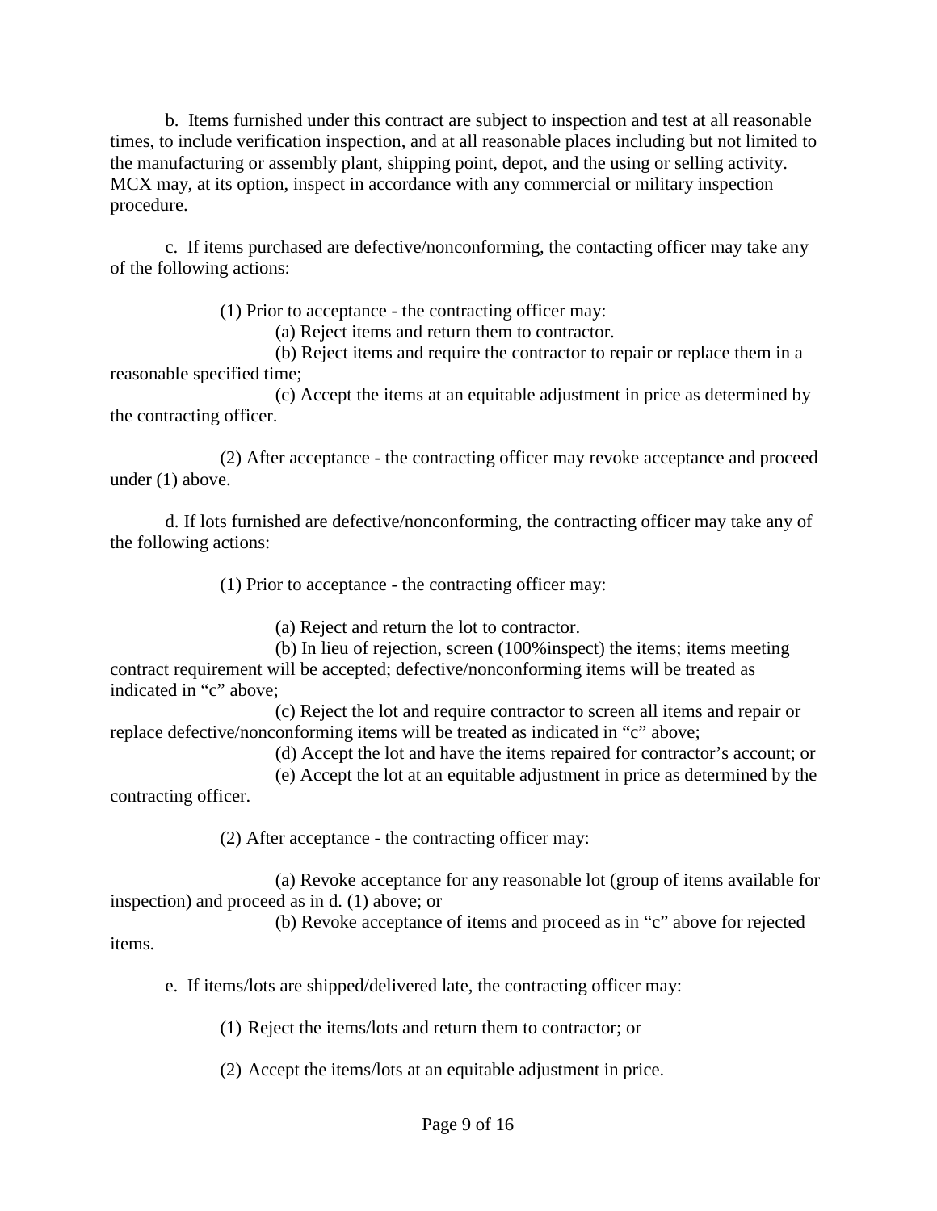b. Items furnished under this contract are subject to inspection and test at all reasonable times, to include verification inspection, and at all reasonable places including but not limited to the manufacturing or assembly plant, shipping point, depot, and the using or selling activity. MCX may, at its option, inspect in accordance with any commercial or military inspection procedure.

c. If items purchased are defective/nonconforming, the contacting officer may take any of the following actions:

(1) Prior to acceptance - the contracting officer may:

(a) Reject items and return them to contractor.

(b) Reject items and require the contractor to repair or replace them in a reasonable specified time;

(c) Accept the items at an equitable adjustment in price as determined by the contracting officer.

(2) After acceptance - the contracting officer may revoke acceptance and proceed under (1) above.

d. If lots furnished are defective/nonconforming, the contracting officer may take any of the following actions:

(1) Prior to acceptance - the contracting officer may:

(a) Reject and return the lot to contractor.

(b) In lieu of rejection, screen (100%inspect) the items; items meeting contract requirement will be accepted; defective/nonconforming items will be treated as indicated in "c" above;

(c) Reject the lot and require contractor to screen all items and repair or replace defective/nonconforming items will be treated as indicated in "c" above;

(d) Accept the lot and have the items repaired for contractor's account; or

(e) Accept the lot at an equitable adjustment in price as determined by the contracting officer.

(2) After acceptance - the contracting officer may:

(a) Revoke acceptance for any reasonable lot (group of items available for inspection) and proceed as in d. (1) above; or

(b) Revoke acceptance of items and proceed as in "c" above for rejected items.

e. If items/lots are shipped/delivered late, the contracting officer may:

(1) Reject the items/lots and return them to contractor; or

(2) Accept the items/lots at an equitable adjustment in price.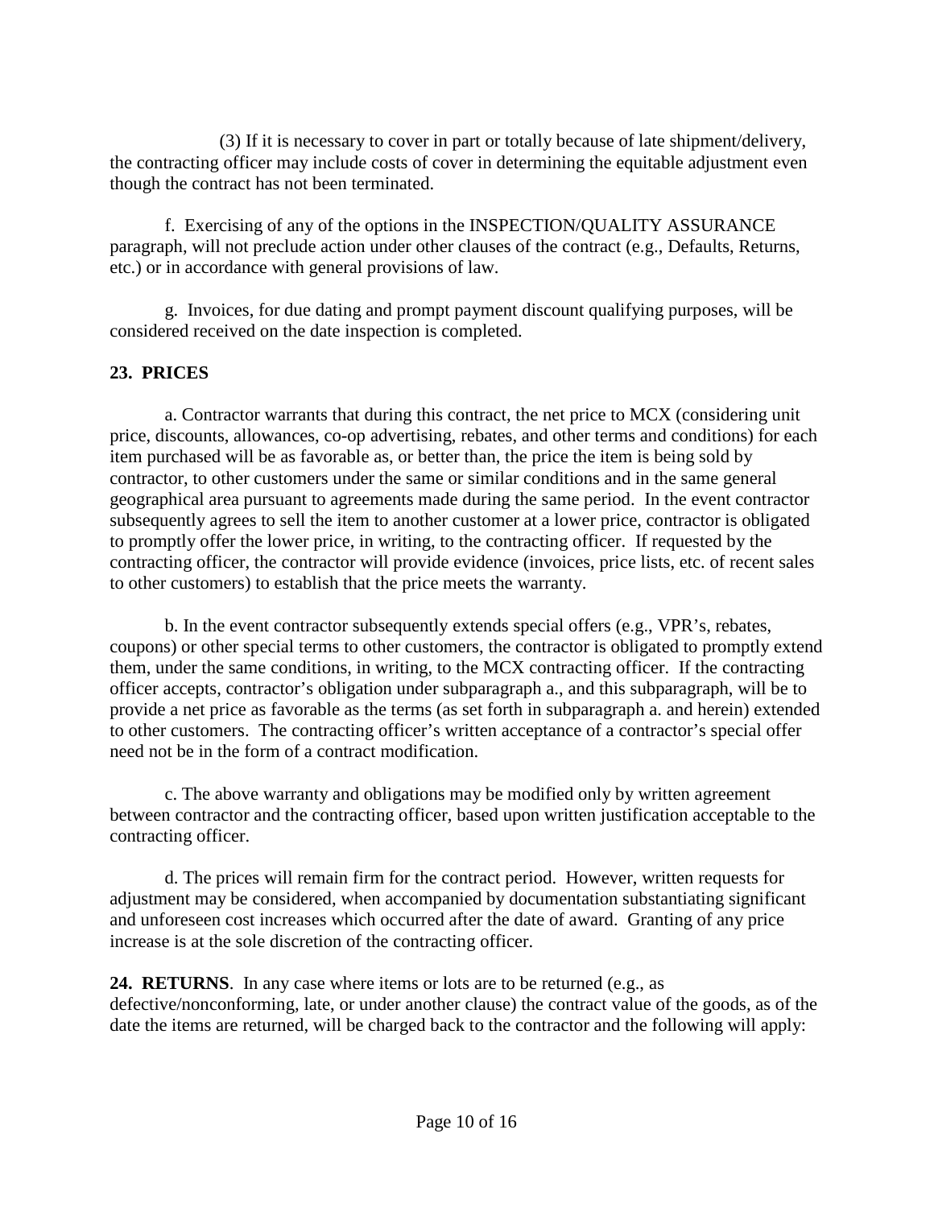(3) If it is necessary to cover in part or totally because of late shipment/delivery, the contracting officer may include costs of cover in determining the equitable adjustment even though the contract has not been terminated.

f. Exercising of any of the options in the INSPECTION/QUALITY ASSURANCE paragraph, will not preclude action under other clauses of the contract (e.g., Defaults, Returns, etc.) or in accordance with general provisions of law.

g. Invoices, for due dating and prompt payment discount qualifying purposes, will be considered received on the date inspection is completed.

## 23. PRICES

a. Contractor warrants that during this contract, the net price to MCX (considering unit price, discounts, allowances, co-op advertising, rebates, and other terms and conditions) for each item purchased will be as favorable as, or better than, the price the item is being sold by contractor, to other customers under the same or similar conditions and in the same general geographical area pursuant to agreements made during the same period. In the event contractor subsequently agrees to sell the item to another customer at a lower price, contractor is obligated to promptly offer the lower price, in writing, to the contracting officer. If requested by the contracting officer, the contractor will provide evidence (invoices, price lists, etc. of recent sales to other customers) to establish that the price meets the warranty.

b. In the event contractor subsequently extends special offers (e.g., VPR's, rebates, coupons) or other special terms to other customers, the contractor is obligated to promptly extend them, under the same conditions, in writing, to the MCX contracting officer. If the contracting officer accepts, contractor's obligation under subparagraph a., and this subparagraph, will be to provide a net price as favorable as the terms (as set forth in subparagraph a. and herein) extended to other customers. The contracting officer's written acceptance of a contractor's special offer need not be in the form of a contract modification.

c. The above warranty and obligations may be modified only by written agreement between contractor and the contracting officer, based upon written justification acceptable to the contracting officer.

d. The prices will remain firm for the contract period. However, written requests for adjustment may be considered, when accompanied by documentation substantiating significant and unforeseen cost increases which occurred after the date of award. Granting of any price increase is at the sole discretion of the contracting officer.

**24. RETURNS**. In any case where items or lots are to be returned (e.g., as defective/nonconforming, late, or under another clause) the contract value of the goods, as of the date the items are returned, will be charged back to the contractor and the following will apply: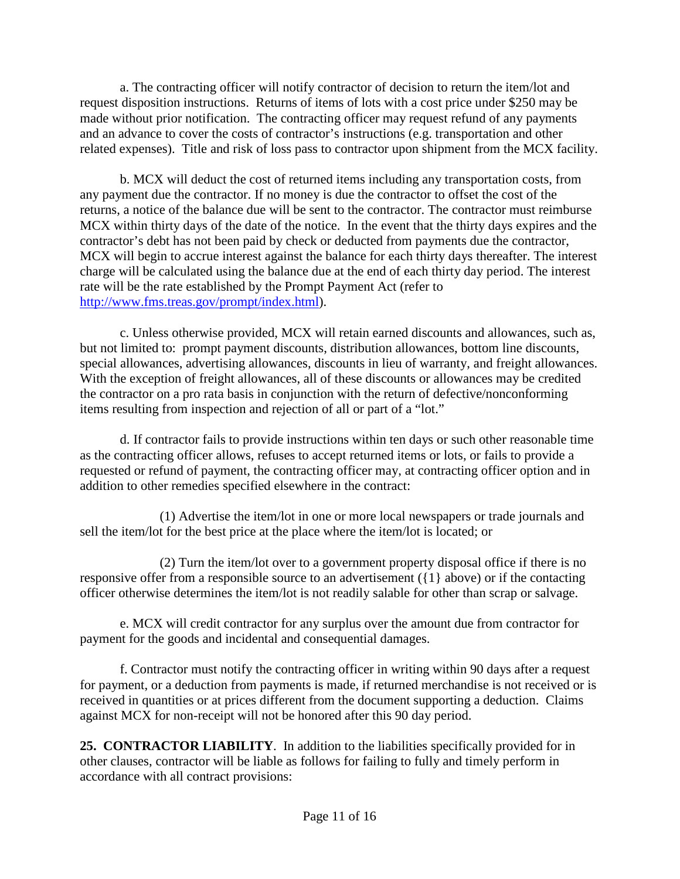a. The contracting officer will notify contractor of decision to return the item/lot and request disposition instructions. Returns of items of lots with a cost price under $250 may be made without prior notification. The contracting officer may request refund of any payments and an advance to cover the costs of contractor's instructions (e.g. transportation and other related expenses). Title and risk of loss pass to contractor upon shipment from the MCX facility.

b. MCX will deduct the cost of returned items including any transportation costs, from any payment due the contractor. If no money is due the contractor to offset the cost of the returns, a notice of the balance due will be sent to the contractor. The contractor must reimburse MCX within thirty days of the date of the notice. In the event that the thirty days expires and the contractor's debt has not been paid by check or deducted from payments due the contractor, MCX will begin to accrue interest against the balance for each thirty days thereafter. The interest charge will be calculated using the balance due at the end of each thirty day period. The interest rate will be the rate established by the Prompt Payment Act (refer to http://www.fms.treas.gov/prompt/index.html).

c. Unless otherwise provided, MCX will retain earned discounts and allowances, such as, but not limited to: prompt payment discounts, distribution allowances, bottom line discounts, special allowances, advertising allowances, discounts in lieu of warranty, and freight allowances. With the exception of freight allowances, all of these discounts or allowances may be credited the contractor on a pro rata basis in conjunction with the return of defective/nonconforming items resulting from inspection and rejection of all or part of a "lot."

d. If contractor fails to provide instructions within ten days or such other reasonable time as the contracting officer allows, refuses to accept returned items or lots, or fails to provide a requested or refund of payment, the contracting officer may, at contracting officer option and in addition to other remedies specified elsewhere in the contract:

(1) Advertise the item/lot in one or more local newspapers or trade journals and sell the item/lot for the best price at the place where the item/lot is located; or

(2) Turn the item/lot over to a government property disposal office if there is no responsive offer from a responsible source to an advertisement ({1} above) or if the contacting officer otherwise determines the item/lot is not readily salable for other than scrap or salvage.

e. MCX will credit contractor for any surplus over the amount due from contractor for payment for the goods and incidental and consequential damages.

f. Contractor must notify the contracting officer in writing within 90 days after a request for payment, or a deduction from payments is made, if returned merchandise is not received or is received in quantities or at prices different from the document supporting a deduction. Claims against MCX for non-receipt will not be honored after this 90 day period.

**25. CONTRACTOR LIABILITY**. In addition to the liabilities specifically provided for in other clauses, contractor will be liable as follows for failing to fully and timely perform in accordance with all contract provisions: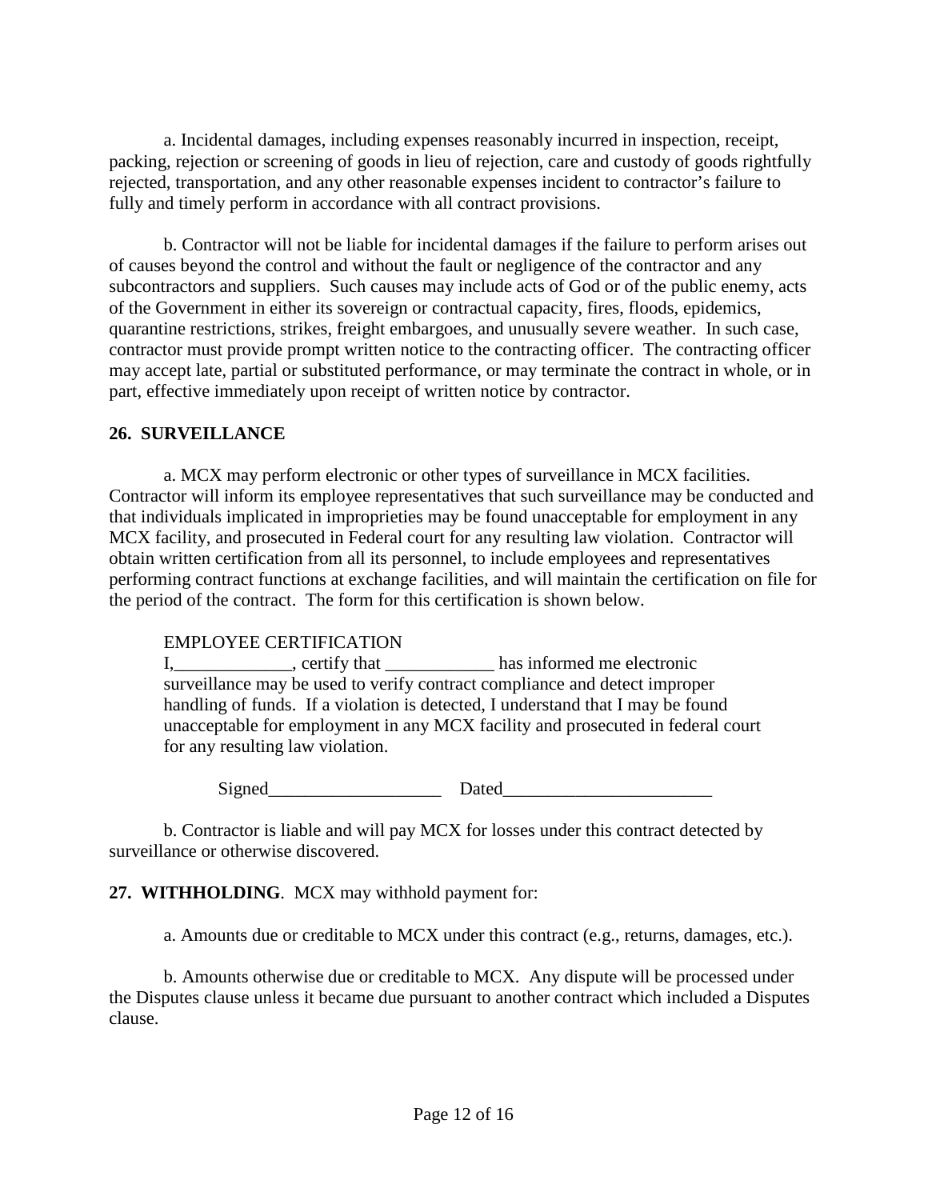a. Incidental damages, including expenses reasonably incurred in inspection, receipt, packing, rejection or screening of goods in lieu of rejection, care and custody of goods rightfully rejected, transportation, and any other reasonable expenses incident to contractor's failure to fully and timely perform in accordance with all contract provisions.

b. Contractor will not be liable for incidental damages if the failure to perform arises out of causes beyond the control and without the fault or negligence of the contractor and any subcontractors and suppliers. Such causes may include acts of God or of the public enemy, acts of the Government in either its sovereign or contractual capacity, fires, floods, epidemics, quarantine restrictions, strikes, freight embargoes, and unusually severe weather. In such case, contractor must provide prompt written notice to the contracting officer. The contracting officer may accept late, partial or substituted performance, or may terminate the contract in whole, or in part, effective immediately upon receipt of written notice by contractor.

**26. SURVEILLANCE**

a. MCX may perform electronic or other types of surveillance in MCX facilities. Contractor will inform its employee representatives that such surveillance may be conducted and that individuals implicated in improprieties may be found unacceptable for employment in any MCX facility, and prosecuted in Federal court for any resulting law violation. Contractor will obtain written certification from all its personnel, to include employees and representatives performing contract functions at exchange facilities, and will maintain the certification on file for the period of the contract. The form for this certification is shown below.

EMPLOYEE CERTIFICATION

I,_____________, certify that ____________ has informed me electronic surveillance may be used to verify contract compliance and detect improper handling of funds. If a violation is detected, I understand that I may be found unacceptable for employment in any MCX facility and prosecuted in federal court for any resulting law violation.

Signed___________________ Dated_______________________

b. Contractor is liable and will pay MCX for losses under this contract detected by surveillance or otherwise discovered.

**27. WITHHOLDING**. MCX may withhold payment for:

a. Amounts due or creditable to MCX under this contract (e.g., returns, damages, etc.).

b. Amounts otherwise due or creditable to MCX. Any dispute will be processed under the Disputes clause unless it became due pursuant to another contract which included a Disputes clause.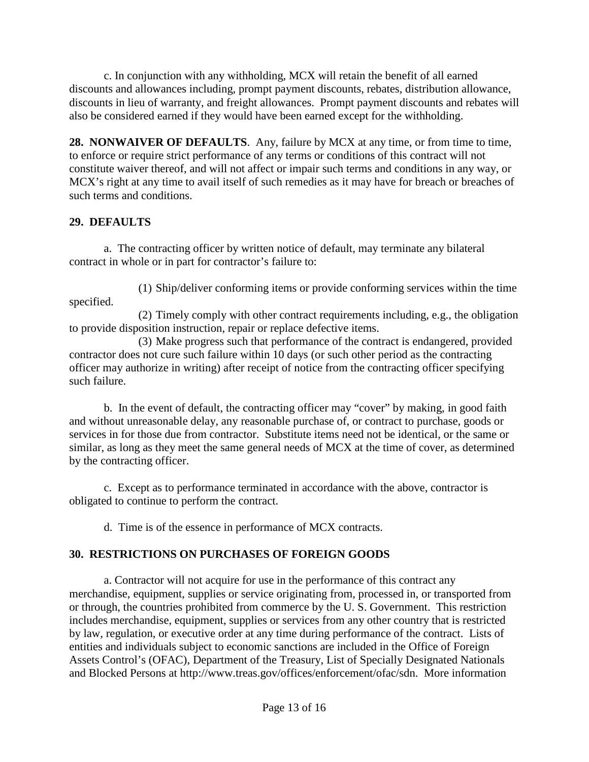c. In conjunction with any withholding, MCX will retain the benefit of all earned discounts and allowances including, prompt payment discounts, rebates, distribution allowance, discounts in lieu of warranty, and freight allowances. Prompt payment discounts and rebates will also be considered earned if they would have been earned except for the withholding.

**28. NONWAIVER OF DEFAULTS**. Any, failure by MCX at any time, or from time to time, to enforce or require strict performance of any terms or conditions of this contract will not constitute waiver thereof, and will not affect or impair such terms and conditions in any way, or MCX's right at any time to avail itself of such remedies as it may have for breach or breaches of such terms and conditions.

**29. DEFAULTS**

a. The contracting officer by written notice of default, may terminate any bilateral contract in whole or in part for contractor's failure to:

(1) Ship/deliver conforming items or provide conforming services within the time specified.

(2) Timely comply with other contract requirements including, e.g., the obligation to provide disposition instruction, repair or replace defective items.

(3) Make progress such that performance of the contract is endangered, provided contractor does not cure such failure within 10 days (or such other period as the contracting officer may authorize in writing) after receipt of notice from the contracting officer specifying such failure.

b. In the event of default, the contracting officer may "cover" by making, in good faith and without unreasonable delay, any reasonable purchase of, or contract to purchase, goods or services in for those due from contractor. Substitute items need not be identical, or the same or similar, as long as they meet the same general needs of MCX at the time of cover, as determined by the contracting officer.

c. Except as to performance terminated in accordance with the above, contractor is obligated to continue to perform the contract.

d. Time is of the essence in performance of MCX contracts.

**30. RESTRICTIONS ON PURCHASES OF FOREIGN GOODS**

a. Contractor will not acquire for use in the performance of this contract any merchandise, equipment, supplies or service originating from, processed in, or transported from or through, the countries prohibited from commerce by the U. S. Government. This restriction includes merchandise, equipment, supplies or services from any other country that is restricted by law, regulation, or executive order at any time during performance of the contract. Lists of entities and individuals subject to economic sanctions are included in the Office of Foreign Assets Control's (OFAC), Department of the Treasury, List of Specially Designated Nationals and Blocked Persons at http://www.treas.gov/offices/enforcement/ofac/sdn. More information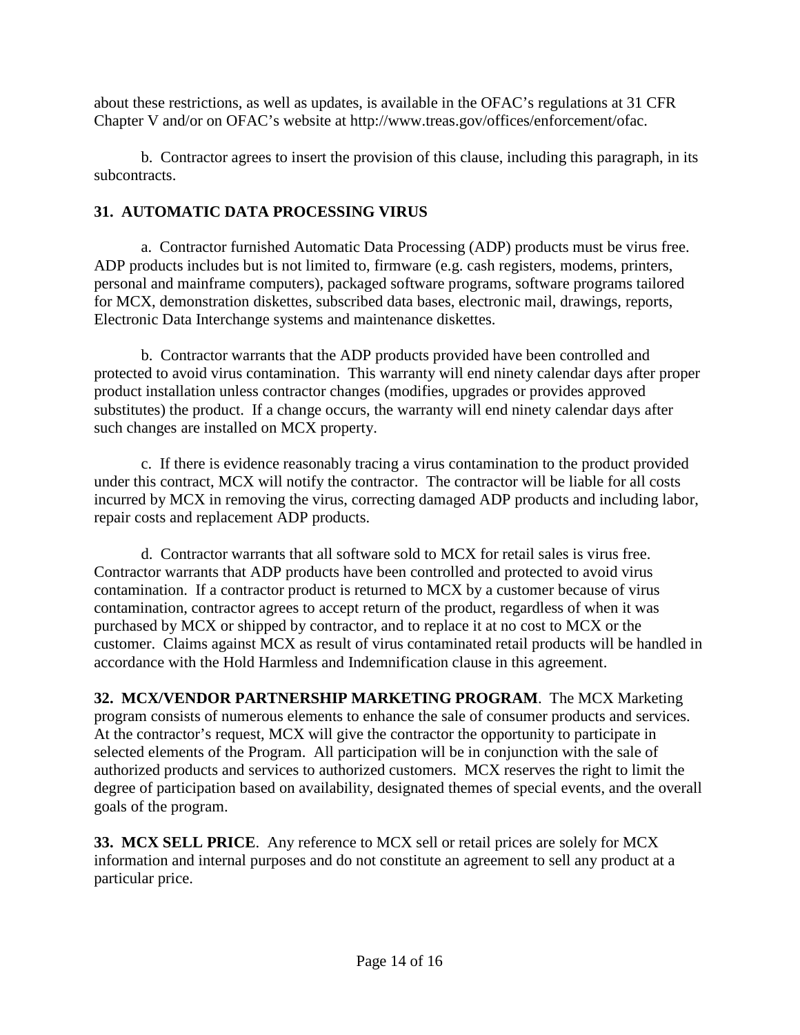about these restrictions, as well as updates, is available in the OFAC's regulations at 31 CFR Chapter V and/or on OFAC's website at http://www.treas.gov/offices/enforcement/ofac.

b. Contractor agrees to insert the provision of this clause, including this paragraph, in its subcontracts.

## 31. AUTOMATIC DATA PROCESSING VIRUS

a. Contractor furnished Automatic Data Processing (ADP) products must be virus free. ADP products includes but is not limited to, firmware (e.g. cash registers, modems, printers, personal and mainframe computers), packaged software programs, software programs tailored for MCX, demonstration diskettes, subscribed data bases, electronic mail, drawings, reports, Electronic Data Interchange systems and maintenance diskettes.

b. Contractor warrants that the ADP products provided have been controlled and protected to avoid virus contamination. This warranty will end ninety calendar days after proper product installation unless contractor changes (modifies, upgrades or provides approved substitutes) the product. If a change occurs, the warranty will end ninety calendar days after such changes are installed on MCX property.

c. If there is evidence reasonably tracing a virus contamination to the product provided under this contract, MCX will notify the contractor. The contractor will be liable for all costs incurred by MCX in removing the virus, correcting damaged ADP products and including labor, repair costs and replacement ADP products.

d. Contractor warrants that all software sold to MCX for retail sales is virus free. Contractor warrants that ADP products have been controlled and protected to avoid virus contamination. If a contractor product is returned to MCX by a customer because of virus contamination, contractor agrees to accept return of the product, regardless of when it was purchased by MCX or shipped by contractor, and to replace it at no cost to MCX or the customer. Claims against MCX as result of virus contaminated retail products will be handled in accordance with the Hold Harmless and Indemnification clause in this agreement.

**32. MCX/VENDOR PARTNERSHIP MARKETING PROGRAM**. The MCX Marketing program consists of numerous elements to enhance the sale of consumer products and services. At the contractor's request, MCX will give the contractor the opportunity to participate in selected elements of the Program. All participation will be in conjunction with the sale of authorized products and services to authorized customers. MCX reserves the right to limit the degree of participation based on availability, designated themes of special events, and the overall goals of the program.

**33. MCX SELL PRICE**. Any reference to MCX sell or retail prices are solely for MCX information and internal purposes and do not constitute an agreement to sell any product at a particular price.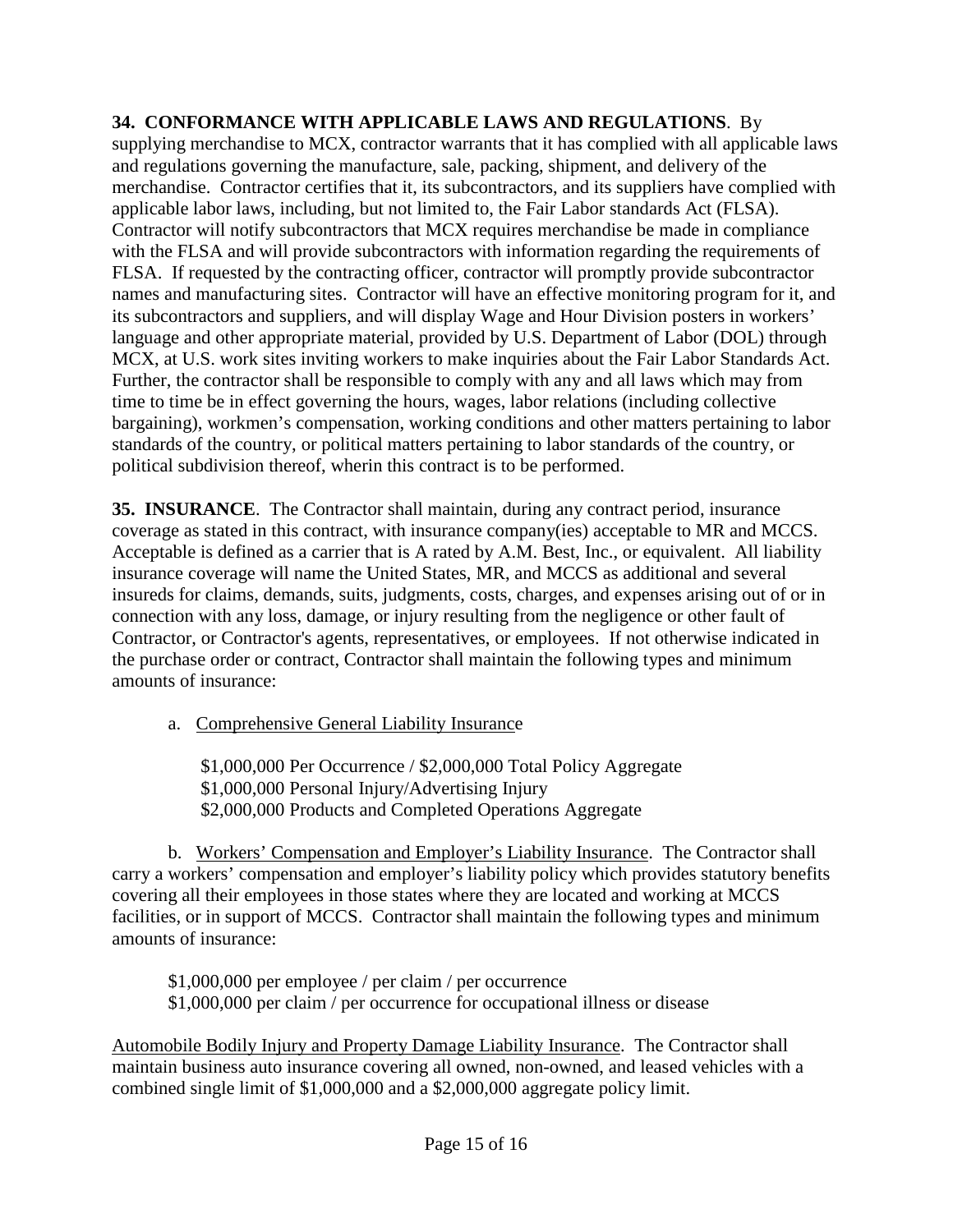**34. CONFORMANCE WITH APPLICABLE LAWS AND REGULATIONS**. By supplying merchandise to MCX, contractor warrants that it has complied with all applicable laws and regulations governing the manufacture, sale, packing, shipment, and delivery of the merchandise. Contractor certifies that it, its subcontractors, and its suppliers have complied with applicable labor laws, including, but not limited to, the Fair Labor standards Act (FLSA). Contractor will notify subcontractors that MCX requires merchandise be made in compliance with the FLSA and will provide subcontractors with information regarding the requirements of FLSA. If requested by the contracting officer, contractor will promptly provide subcontractor names and manufacturing sites. Contractor will have an effective monitoring program for it, and its subcontractors and suppliers, and will display Wage and Hour Division posters in workers' language and other appropriate material, provided by U.S. Department of Labor (DOL) through MCX, at U.S. work sites inviting workers to make inquiries about the Fair Labor Standards Act. Further, the contractor shall be responsible to comply with any and all laws which may from time to time be in effect governing the hours, wages, labor relations (including collective bargaining), workmen's compensation, working conditions and other matters pertaining to labor standards of the country, or political matters pertaining to labor standards of the country, or political subdivision thereof, wherin this contract is to be performed.

**35. INSURANCE**. The Contractor shall maintain, during any contract period, insurance coverage as stated in this contract, with insurance company(ies) acceptable to MR and MCCS. Acceptable is defined as a carrier that is A rated by A.M. Best, Inc., or equivalent. All liability insurance coverage will name the United States, MR, and MCCS as additional and several insureds for claims, demands, suits, judgments, costs, charges, and expenses arising out of or in connection with any loss, damage, or injury resulting from the negligence or other fault of Contractor, or Contractor's agents, representatives, or employees. If not otherwise indicated in the purchase order or contract, Contractor shall maintain the following types and minimum amounts of insurance:

a. Comprehensive General Liability Insurance

$1,000,000 Per Occurrence / $2,000,000 Total Policy Aggregate
$1,000,000 Personal Injury/Advertising Injury
$2,000,000 Products and Completed Operations Aggregate

b. Workers' Compensation and Employer's Liability Insurance. The Contractor shall carry a workers' compensation and employer's liability policy which provides statutory benefits covering all their employees in those states where they are located and working at MCCS facilities, or in support of MCCS. Contractor shall maintain the following types and minimum amounts of insurance:

$1,000,000 per employee / per claim / per occurrence
$1,000,000 per claim / per occurrence for occupational illness or disease

Automobile Bodily Injury and Property Damage Liability Insurance. The Contractor shall maintain business auto insurance covering all owned, non-owned, and leased vehicles with a combined single limit of $1,000,000 and a $2,000,000 aggregate policy limit.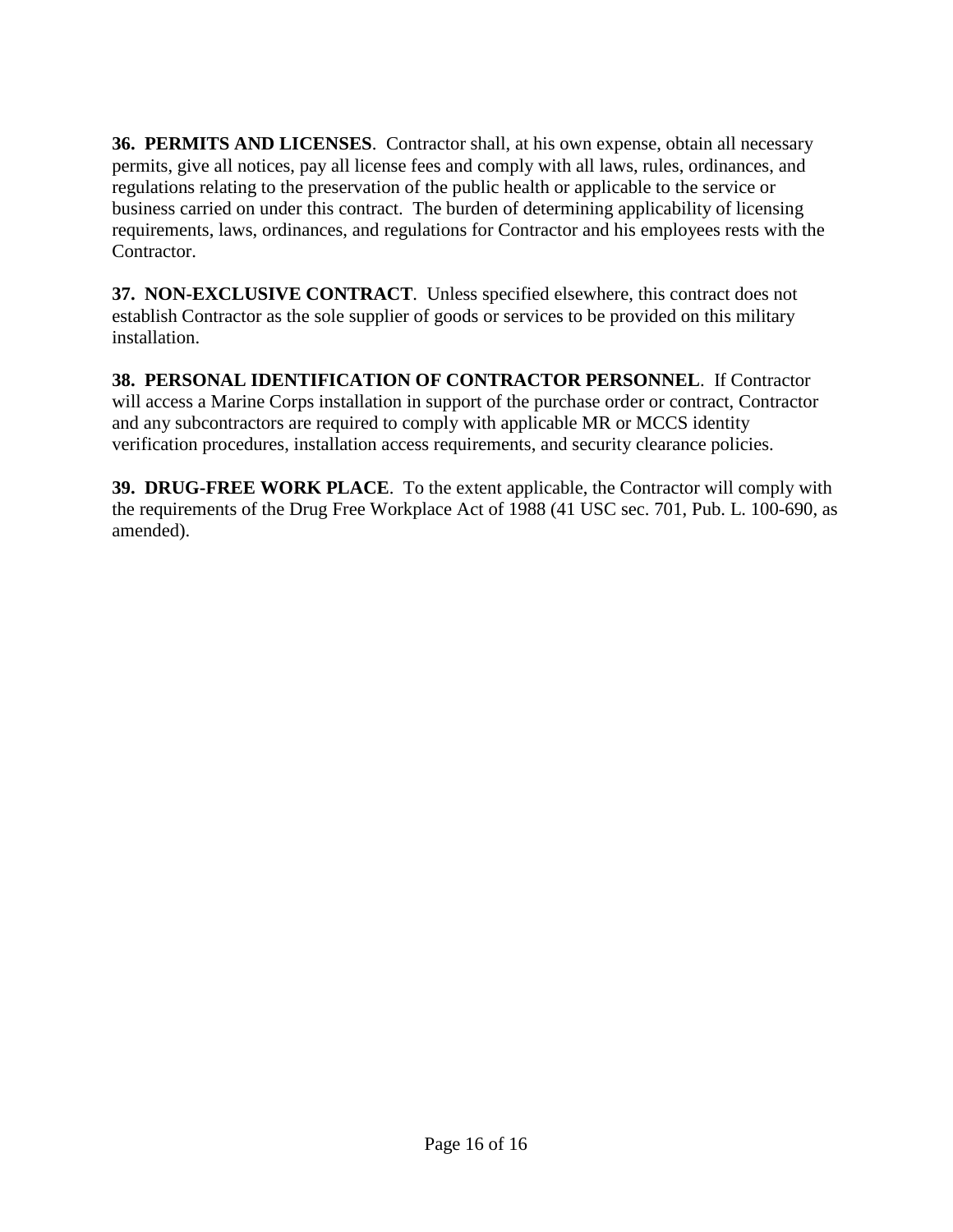**36. PERMITS AND LICENSES**. Contractor shall, at his own expense, obtain all necessary permits, give all notices, pay all license fees and comply with all laws, rules, ordinances, and regulations relating to the preservation of the public health or applicable to the service or business carried on under this contract. The burden of determining applicability of licensing requirements, laws, ordinances, and regulations for Contractor and his employees rests with the Contractor.

**37. NON-EXCLUSIVE CONTRACT**. Unless specified elsewhere, this contract does not establish Contractor as the sole supplier of goods or services to be provided on this military installation.

**38. PERSONAL IDENTIFICATION OF CONTRACTOR PERSONNEL**. If Contractor will access a Marine Corps installation in support of the purchase order or contract, Contractor and any subcontractors are required to comply with applicable MR or MCCS identity verification procedures, installation access requirements, and security clearance policies.

**39. DRUG-FREE WORK PLACE**. To the extent applicable, the Contractor will comply with the requirements of the Drug Free Workplace Act of 1988 (41 USC sec. 701, Pub. L. 100-690, as amended).